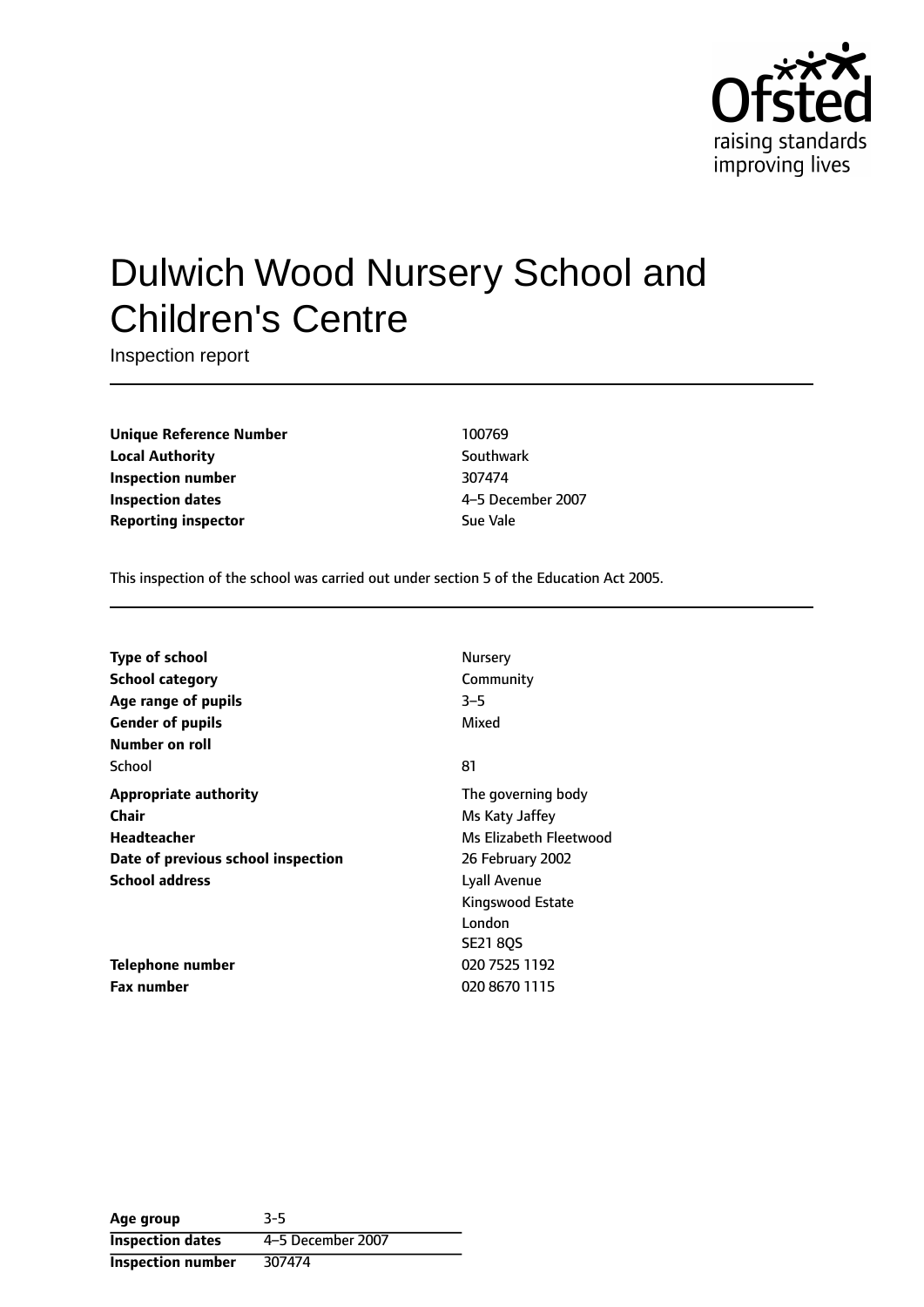Ofsted
raising standards
improving lives

# Dulwich Wood Nursery School and Children's Centre

Inspection report

| | |
|---|---|
| **Unique Reference Number** | 100769 |
| **Local Authority** | Southwark |
| **Inspection number** | 307474 |
| **Inspection dates** | 4–5 December 2007 |
| **Reporting inspector** | Sue Vale |

This inspection of the school was carried out under section 5 of the Education Act 2005.

| | |
|---|---|
| **Type of school** | Nursery |
| **School category** | Community |
| **Age range of pupils** | 3–5 |
| **Gender of pupils** | Mixed |
| **Number on roll** | |
| School | 81 |
| **Appropriate authority** | The governing body |
| **Chair** | Ms Katy Jaffey |
| **Headteacher** | Ms Elizabeth Fleetwood |
| **Date of previous school inspection** | 26 February 2002 |
| **School address** | Lyall Avenue<br>Kingswood Estate<br>London<br>SE21 8QS |
| **Telephone number** | 020 7525 1192 |
| **Fax number** | 020 8670 1115 |

| | |
|---|---|
| **Age group** | 3-5 |
| **Inspection dates** | 4–5 December 2007 |
| **Inspection number** | 307474 |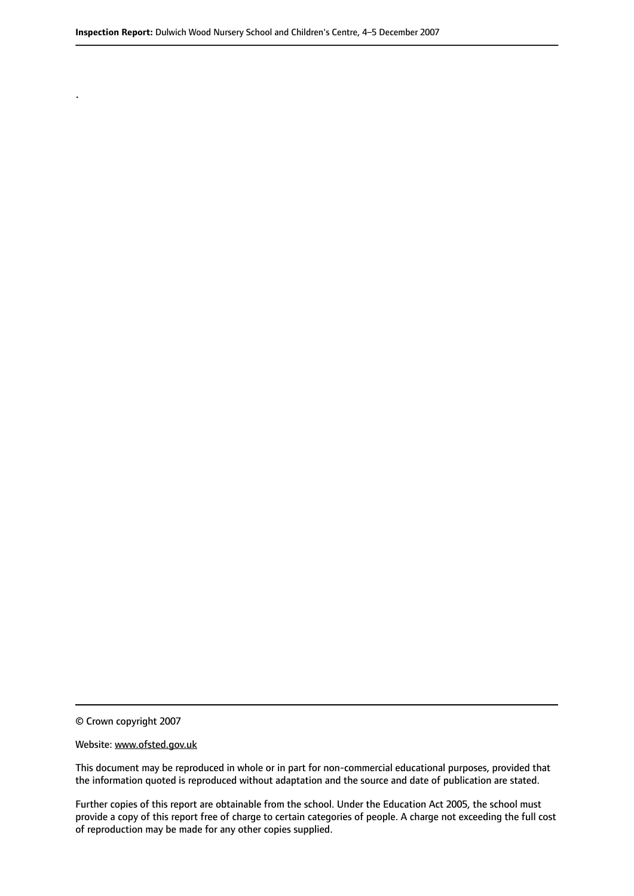.

© Crown copyright 2007

Website: www.ofsted.gov.uk

This document may be reproduced in whole or in part for non-commercial educational purposes, provided that the information quoted is reproduced without adaptation and the source and date of publication are stated.

Further copies of this report are obtainable from the school. Under the Education Act 2005, the school must provide a copy of this report free of charge to certain categories of people. A charge not exceeding the full cost of reproduction may be made for any other copies supplied.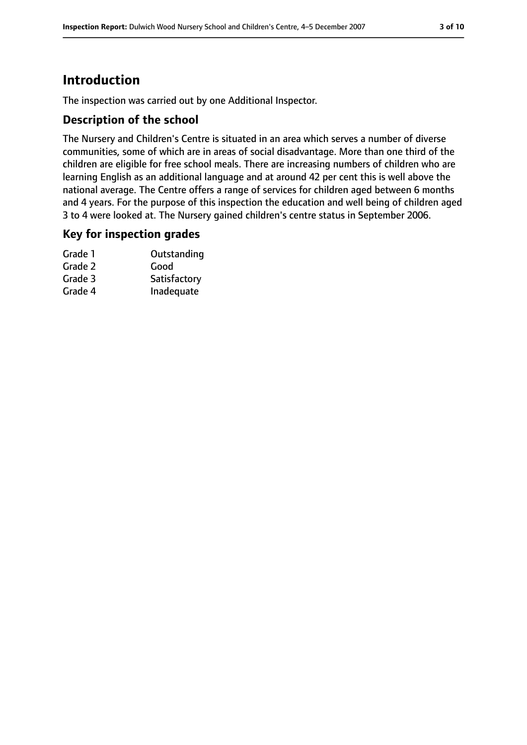# Introduction

The inspection was carried out by one Additional Inspector.

## Description of the school

The Nursery and Children's Centre is situated in an area which serves a number of diverse communities, some of which are in areas of social disadvantage. More than one third of the children are eligible for free school meals. There are increasing numbers of children who are learning English as an additional language and at around 42 per cent this is well above the national average. The Centre offers a range of services for children aged between 6 months and 4 years. For the purpose of this inspection the education and well being of children aged 3 to 4 were looked at. The Nursery gained children's centre status in September 2006.

## Key for inspection grades

| | |
|---|---|
| Grade 1 | Outstanding |
| Grade 2 | Good |
| Grade 3 | Satisfactory |
| Grade 4 | Inadequate |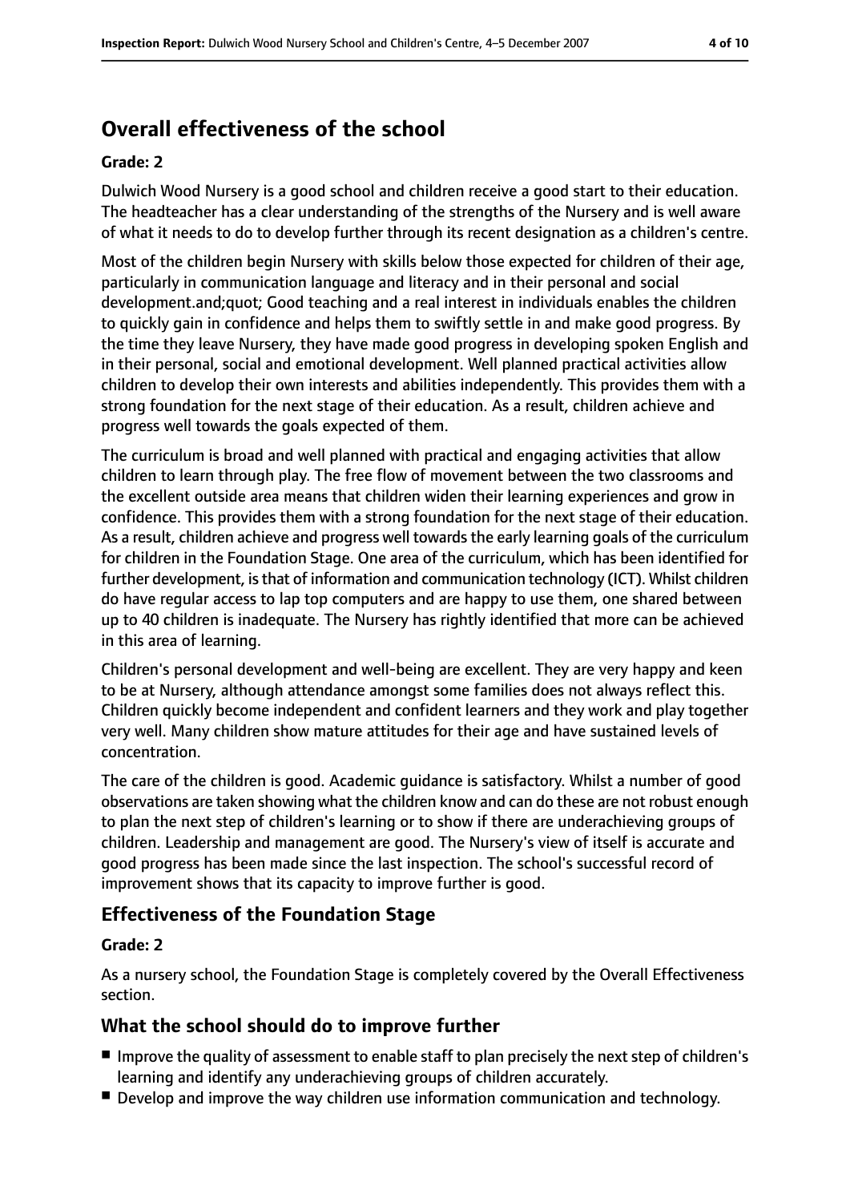## Overall effectiveness of the school

**Grade: 2**

Dulwich Wood Nursery is a good school and children receive a good start to their education. The headteacher has a clear understanding of the strengths of the Nursery and is well aware of what it needs to do to develop further through its recent designation as a children's centre.

Most of the children begin Nursery with skills below those expected for children of their age, particularly in communication language and literacy and in their personal and social development.and;quot; Good teaching and a real interest in individuals enables the children to quickly gain in confidence and helps them to swiftly settle in and make good progress. By the time they leave Nursery, they have made good progress in developing spoken English and in their personal, social and emotional development. Well planned practical activities allow children to develop their own interests and abilities independently. This provides them with a strong foundation for the next stage of their education. As a result, children achieve and progress well towards the goals expected of them.

The curriculum is broad and well planned with practical and engaging activities that allow children to learn through play. The free flow of movement between the two classrooms and the excellent outside area means that children widen their learning experiences and grow in confidence. This provides them with a strong foundation for the next stage of their education. As a result, children achieve and progress well towards the early learning goals of the curriculum for children in the Foundation Stage. One area of the curriculum, which has been identified for further development, is that of information and communication technology (ICT). Whilst children do have regular access to lap top computers and are happy to use them, one shared between up to 40 children is inadequate. The Nursery has rightly identified that more can be achieved in this area of learning.

Children's personal development and well-being are excellent. They are very happy and keen to be at Nursery, although attendance amongst some families does not always reflect this. Children quickly become independent and confident learners and they work and play together very well. Many children show mature attitudes for their age and have sustained levels of concentration.

The care of the children is good. Academic guidance is satisfactory. Whilst a number of good observations are taken showing what the children know and can do these are not robust enough to plan the next step of children's learning or to show if there are underachieving groups of children. Leadership and management are good. The Nursery's view of itself is accurate and good progress has been made since the last inspection. The school's successful record of improvement shows that its capacity to improve further is good.

### Effectiveness of the Foundation Stage

**Grade: 2**

As a nursery school, the Foundation Stage is completely covered by the Overall Effectiveness section.

### What the school should do to improve further

- Improve the quality of assessment to enable staff to plan precisely the next step of children's learning and identify any underachieving groups of children accurately.
- Develop and improve the way children use information communication and technology.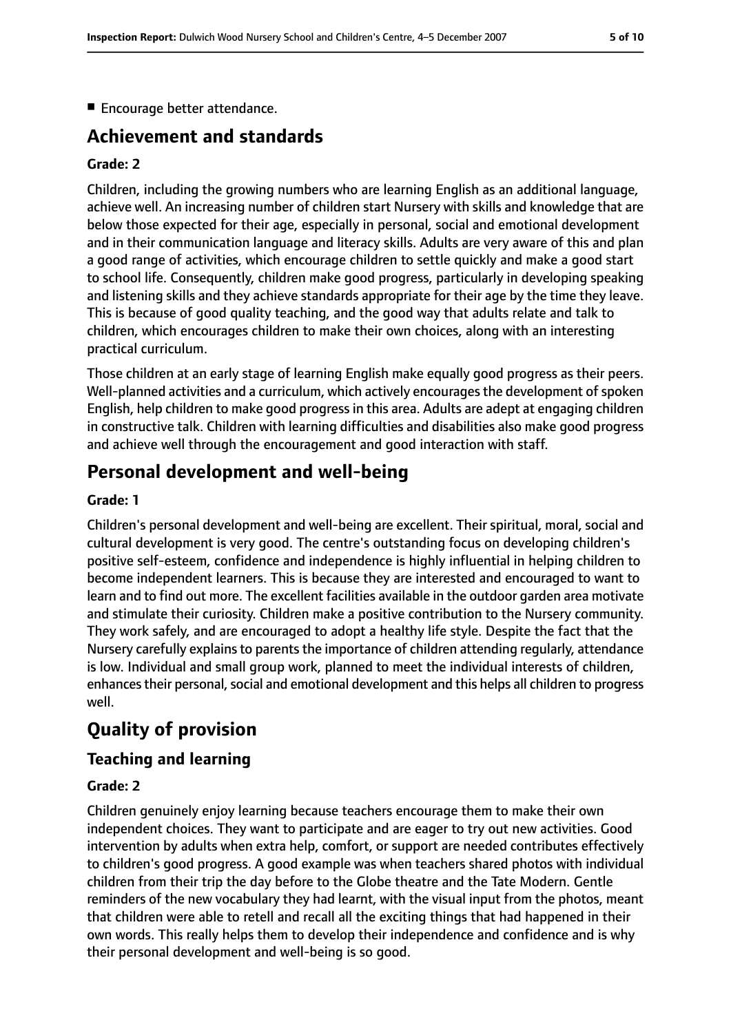- Encourage better attendance.

## Achievement and standards

### Grade: 2

Children, including the growing numbers who are learning English as an additional language, achieve well. An increasing number of children start Nursery with skills and knowledge that are below those expected for their age, especially in personal, social and emotional development and in their communication language and literacy skills. Adults are very aware of this and plan a good range of activities, which encourage children to settle quickly and make a good start to school life. Consequently, children make good progress, particularly in developing speaking and listening skills and they achieve standards appropriate for their age by the time they leave. This is because of good quality teaching, and the good way that adults relate and talk to children, which encourages children to make their own choices, along with an interesting practical curriculum.

Those children at an early stage of learning English make equally good progress as their peers. Well-planned activities and a curriculum, which actively encourages the development of spoken English, help children to make good progress in this area. Adults are adept at engaging children in constructive talk. Children with learning difficulties and disabilities also make good progress and achieve well through the encouragement and good interaction with staff.

## Personal development and well-being

### Grade: 1

Children's personal development and well-being are excellent. Their spiritual, moral, social and cultural development is very good. The centre's outstanding focus on developing children's positive self-esteem, confidence and independence is highly influential in helping children to become independent learners. This is because they are interested and encouraged to want to learn and to find out more. The excellent facilities available in the outdoor garden area motivate and stimulate their curiosity. Children make a positive contribution to the Nursery community. They work safely, and are encouraged to adopt a healthy life style. Despite the fact that the Nursery carefully explains to parents the importance of children attending regularly, attendance is low. Individual and small group work, planned to meet the individual interests of children, enhances their personal, social and emotional development and this helps all children to progress well.

## Quality of provision

### Teaching and learning

#### Grade: 2

Children genuinely enjoy learning because teachers encourage them to make their own independent choices. They want to participate and are eager to try out new activities. Good intervention by adults when extra help, comfort, or support are needed contributes effectively to children's good progress. A good example was when teachers shared photos with individual children from their trip the day before to the Globe theatre and the Tate Modern. Gentle reminders of the new vocabulary they had learnt, with the visual input from the photos, meant that children were able to retell and recall all the exciting things that had happened in their own words. This really helps them to develop their independence and confidence and is why their personal development and well-being is so good.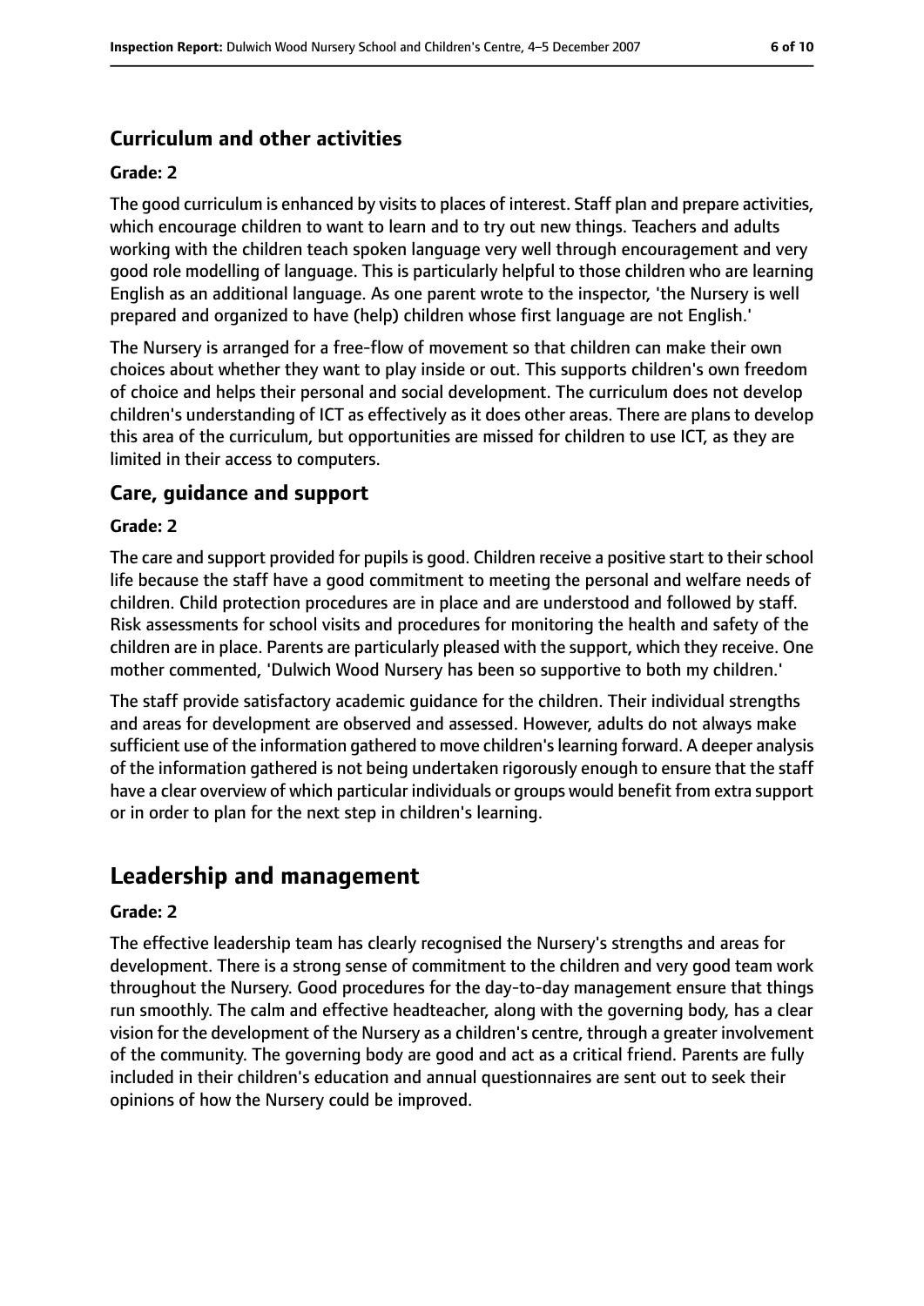### Curriculum and other activities

#### Grade: 2

The good curriculum is enhanced by visits to places of interest. Staff plan and prepare activities, which encourage children to want to learn and to try out new things. Teachers and adults working with the children teach spoken language very well through encouragement and very good role modelling of language. This is particularly helpful to those children who are learning English as an additional language. As one parent wrote to the inspector, 'the Nursery is well prepared and organized to have (help) children whose first language are not English.'

The Nursery is arranged for a free-flow of movement so that children can make their own choices about whether they want to play inside or out. This supports children's own freedom of choice and helps their personal and social development. The curriculum does not develop children's understanding of ICT as effectively as it does other areas. There are plans to develop this area of the curriculum, but opportunities are missed for children to use ICT, as they are limited in their access to computers.

### Care, guidance and support

#### Grade: 2

The care and support provided for pupils is good. Children receive a positive start to their school life because the staff have a good commitment to meeting the personal and welfare needs of children. Child protection procedures are in place and are understood and followed by staff. Risk assessments for school visits and procedures for monitoring the health and safety of the children are in place. Parents are particularly pleased with the support, which they receive. One mother commented, 'Dulwich Wood Nursery has been so supportive to both my children.'

The staff provide satisfactory academic guidance for the children. Their individual strengths and areas for development are observed and assessed. However, adults do not always make sufficient use of the information gathered to move children's learning forward. A deeper analysis of the information gathered is not being undertaken rigorously enough to ensure that the staff have a clear overview of which particular individuals or groups would benefit from extra support or in order to plan for the next step in children's learning.

## Leadership and management

#### Grade: 2

The effective leadership team has clearly recognised the Nursery's strengths and areas for development. There is a strong sense of commitment to the children and very good team work throughout the Nursery. Good procedures for the day-to-day management ensure that things run smoothly. The calm and effective headteacher, along with the governing body, has a clear vision for the development of the Nursery as a children's centre, through a greater involvement of the community. The governing body are good and act as a critical friend. Parents are fully included in their children's education and annual questionnaires are sent out to seek their opinions of how the Nursery could be improved.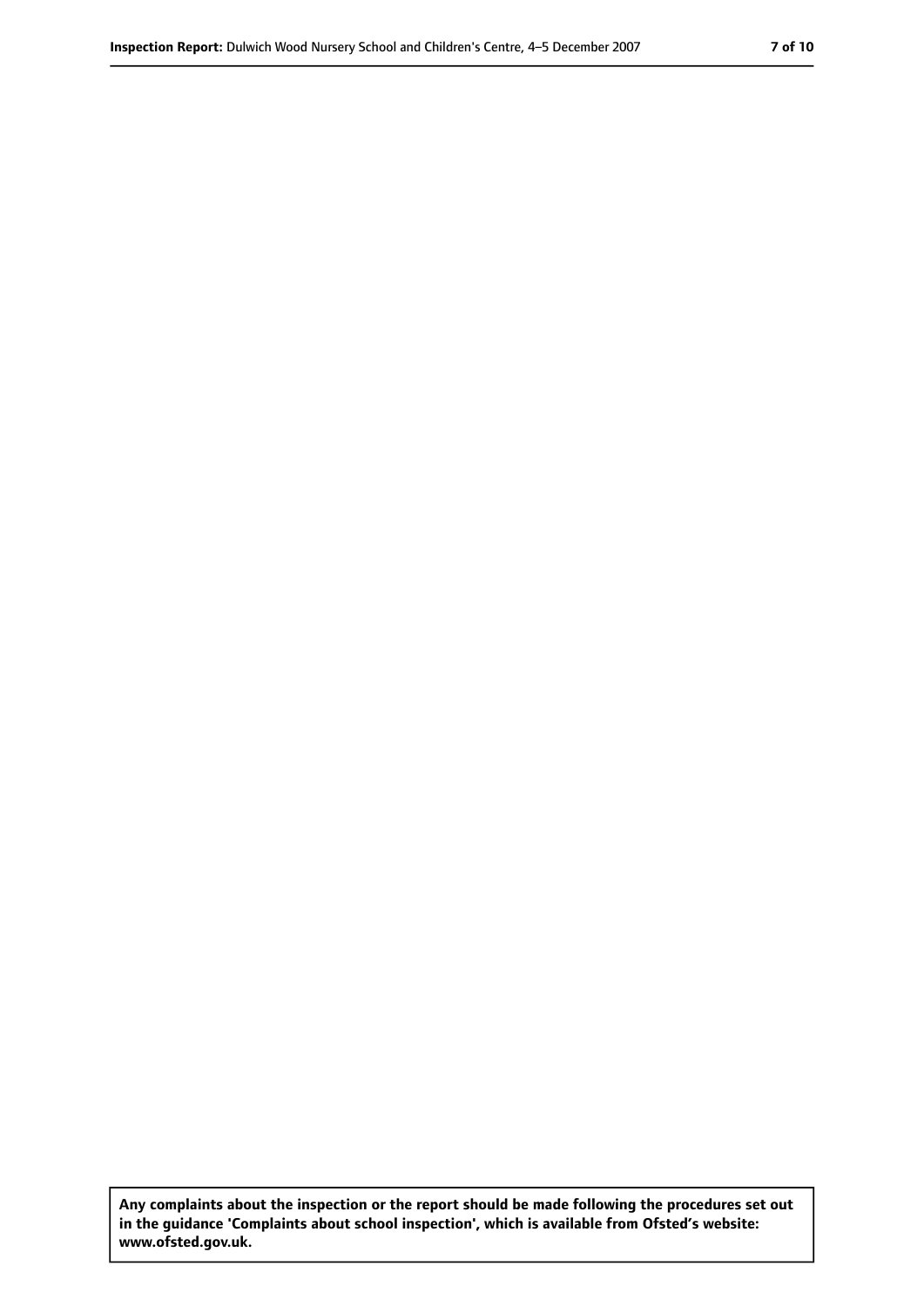**Any complaints about the inspection or the report should be made following the procedures set out in the guidance 'Complaints about school inspection', which is available from Ofsted's website: www.ofsted.gov.uk.**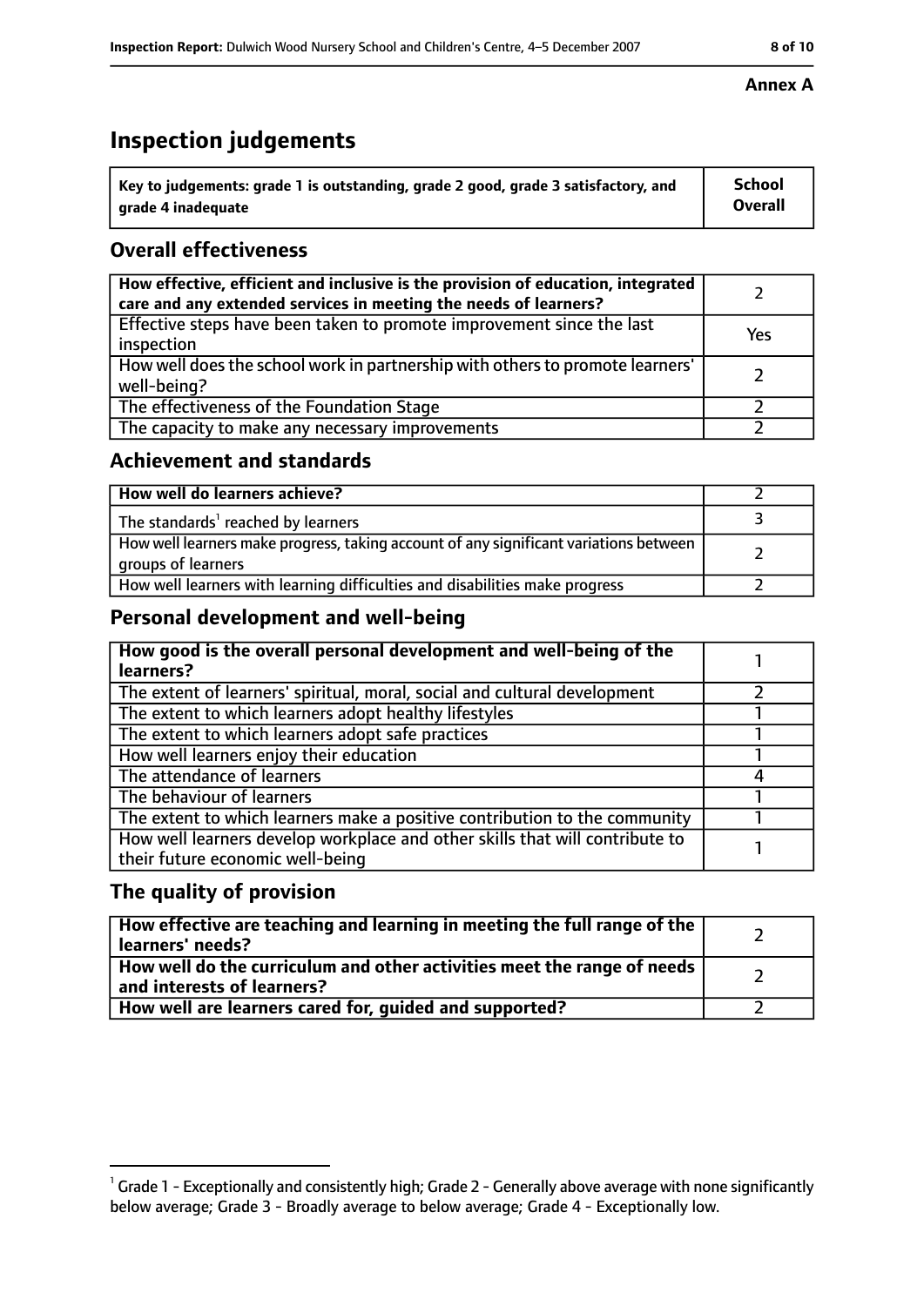**Annex A**

# Inspection judgements

| Key to judgements: grade 1 is outstanding, grade 2 good, grade 3 satisfactory, and grade 4 inadequate | School Overall |
|---|---|

## Overall effectiveness

| | |
|---|---|
| How effective, efficient and inclusive is the provision of education, integrated care and any extended services in meeting the needs of learners? | 2 |
| Effective steps have been taken to promote improvement since the last inspection | Yes |
| How well does the school work in partnership with others to promote learners' well-being? | 2 |
| The effectiveness of the Foundation Stage | 2 |
| The capacity to make any necessary improvements | 2 |

## Achievement and standards

| | |
|---|---|
| How well do learners achieve? | 2 |
| The standards[1] reached by learners | 3 |
| How well learners make progress, taking account of any significant variations between groups of learners | 2 |
| How well learners with learning difficulties and disabilities make progress | 2 |

## Personal development and well-being

| | |
|---|---|
| How good is the overall personal development and well-being of the learners? | 1 |
| The extent of learners' spiritual, moral, social and cultural development | 2 |
| The extent to which learners adopt healthy lifestyles | 1 |
| The extent to which learners adopt safe practices | 1 |
| How well learners enjoy their education | 1 |
| The attendance of learners | 4 |
| The behaviour of learners | 1 |
| The extent to which learners make a positive contribution to the community | 1 |
| How well learners develop workplace and other skills that will contribute to their future economic well-being | 1 |

## The quality of provision

| | |
|---|---|
| How effective are teaching and learning in meeting the full range of the learners' needs? | 2 |
| How well do the curriculum and other activities meet the range of needs and interests of learners? | 2 |
| How well are learners cared for, guided and supported? | 2 |

[1] Grade 1 - Exceptionally and consistently high; Grade 2 - Generally above average with none significantly below average; Grade 3 - Broadly average to below average; Grade 4 - Exceptionally low.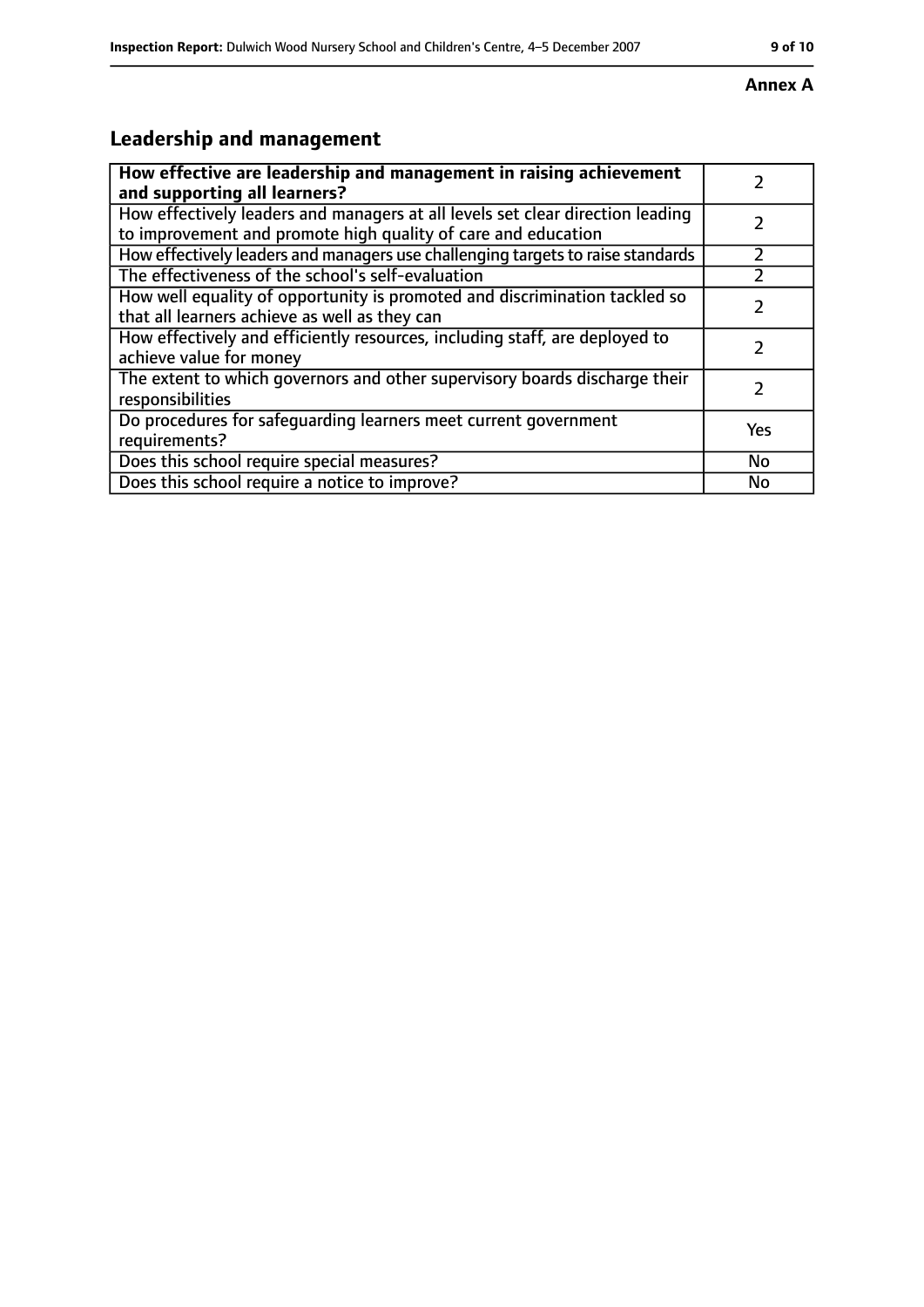**Annex A**

## Leadership and management

| How effective are leadership and management in raising achievement and supporting all learners? | 2 |
|---|---|
| How effectively leaders and managers at all levels set clear direction leading to improvement and promote high quality of care and education | 2 |
| How effectively leaders and managers use challenging targets to raise standards | 2 |
| The effectiveness of the school's self-evaluation | 2 |
| How well equality of opportunity is promoted and discrimination tackled so that all learners achieve as well as they can | 2 |
| How effectively and efficiently resources, including staff, are deployed to achieve value for money | 2 |
| The extent to which governors and other supervisory boards discharge their responsibilities | 2 |
| Do procedures for safeguarding learners meet current government requirements? | Yes |
| Does this school require special measures? | No |
| Does this school require a notice to improve? | No |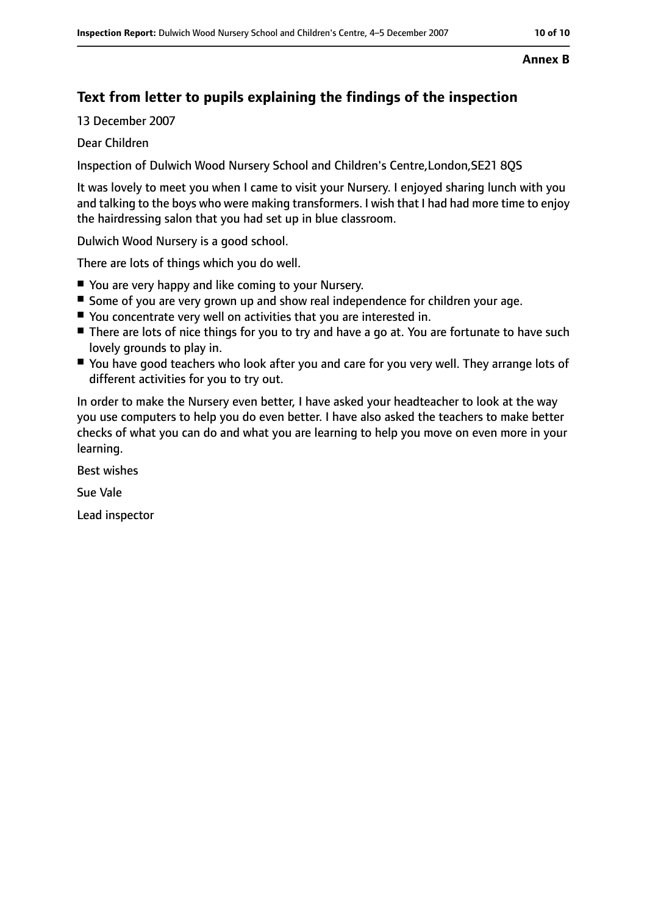**Annex B**

## Text from letter to pupils explaining the findings of the inspection

13 December 2007

Dear Children

Inspection of Dulwich Wood Nursery School and Children's Centre,London,SE21 8QS

It was lovely to meet you when I came to visit your Nursery. I enjoyed sharing lunch with you and talking to the boys who were making transformers. I wish that I had had more time to enjoy the hairdressing salon that you had set up in blue classroom.

Dulwich Wood Nursery is a good school.

There are lots of things which you do well.

- You are very happy and like coming to your Nursery.
- Some of you are very grown up and show real independence for children your age.
- You concentrate very well on activities that you are interested in.
- There are lots of nice things for you to try and have a go at. You are fortunate to have such lovely grounds to play in.
- You have good teachers who look after you and care for you very well. They arrange lots of different activities for you to try out.

In order to make the Nursery even better, I have asked your headteacher to look at the way you use computers to help you do even better. I have also asked the teachers to make better checks of what you can do and what you are learning to help you move on even more in your learning.

Best wishes

Sue Vale

Lead inspector